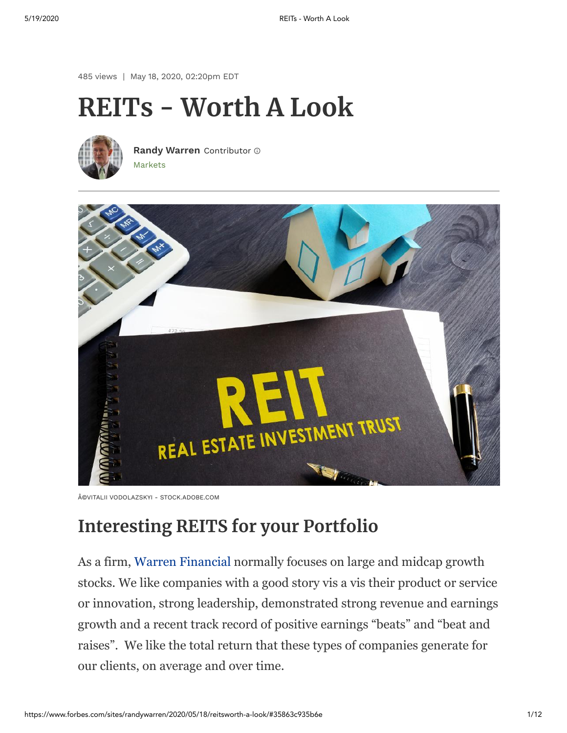485 views | May 18, 2020, 02:20pm EDT

# REITs - Worth A Look

**Randy Warren** Contributor

Markets

Â©VITALII VODOLAZSKYI - STOCK.ADOBE.COM

## Interesting REITS for your Portfolio

As a firm, Warren Financial normally focuses on large and midcap growth stocks. We like companies with a good story vis a vis their product or service or innovation, strong leadership, demonstrated strong revenue and earnings growth and a recent track record of positive earnings "beats" and "beat and raises". We like the total return that these types of companies generate for our clients, on average and over time.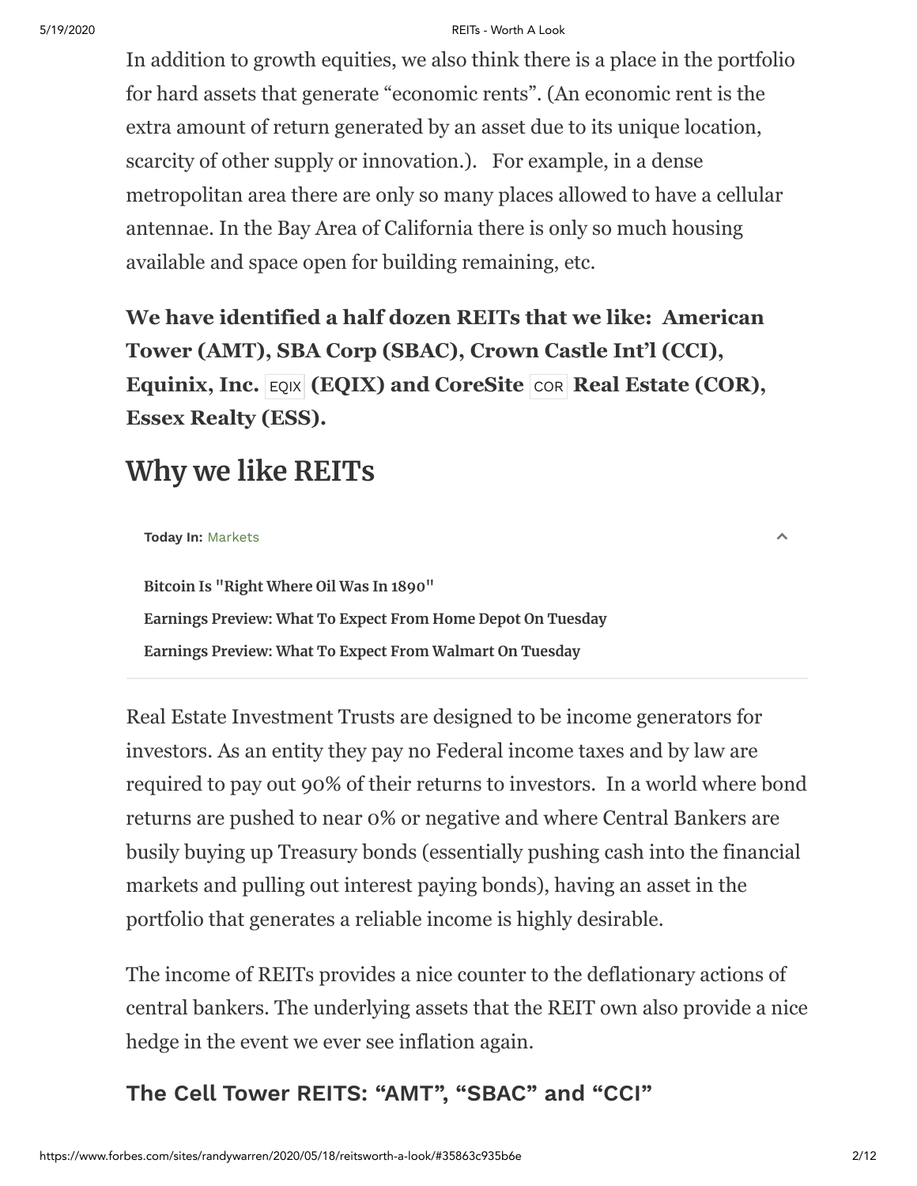In addition to growth equities, we also think there is a place in the portfolio for hard assets that generate "economic rents". (An economic rent is the extra amount of return generated by an asset due to its unique location, scarcity of other supply or innovation.). For example, in a dense metropolitan area there are only so many places allowed to have a cellular antennae. In the Bay Area of California there is only so much housing available and space open for building remaining, etc.

**We have identified a half dozen REITs that we like: American Tower (AMT), SBA Corp (SBAC), Crown Castle Int'l (CCI), Equinix, Inc.** EQIX **(EQIX) and CoreSite** COR **Real Estate (COR), Essex Realty (ESS).**

## Why we like REITs

**Today In:** Markets

**Bitcoin Is "Right Where Oil Was In 1890"**

**Earnings Preview: What To Expect From Home Depot On Tuesday**

**Earnings Preview: What To Expect From Walmart On Tuesday**

Real Estate Investment Trusts are designed to be income generators for investors. As an entity they pay no Federal income taxes and by law are required to pay out 90% of their returns to investors. In a world where bond returns are pushed to near 0% or negative and where Central Bankers are busily buying up Treasury bonds (essentially pushing cash into the financial markets and pulling out interest paying bonds), having an asset in the portfolio that generates a reliable income is highly desirable.

The income of REITs provides a nice counter to the deflationary actions of central bankers. The underlying assets that the REIT own also provide a nice hedge in the event we ever see inflation again.

### The Cell Tower REITS: "AMT", "SBAC" and "CCI"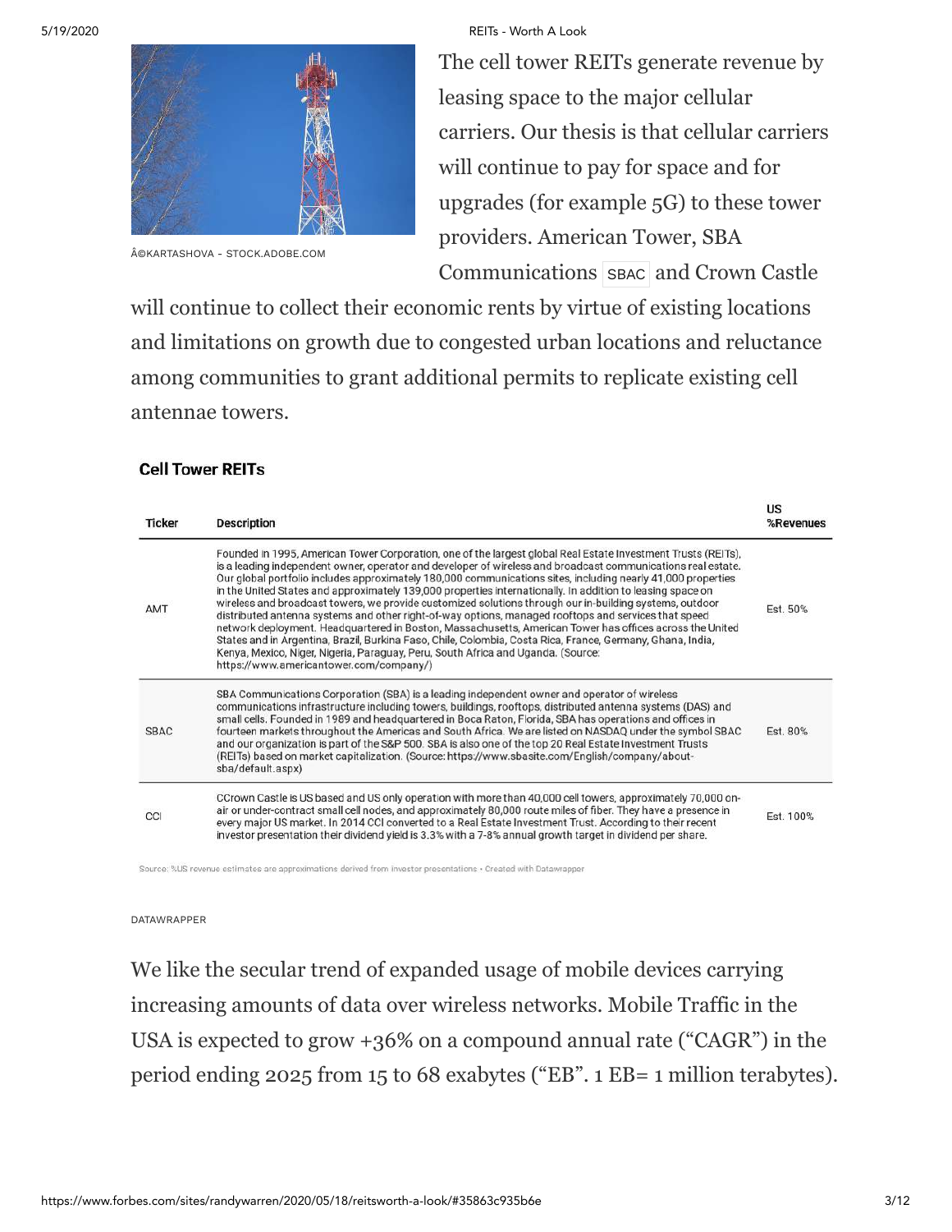©KARTASHOVA - STOCK.ADOBE.COM

The cell tower REITs generate revenue by leasing space to the major cellular carriers. Our thesis is that cellular carriers will continue to pay for space and for upgrades (for example 5G) to these tower providers. American Tower, SBA Communications SBAC and Crown Castle will continue to collect their economic rents by virtue of existing locations and limitations on growth due to congested urban locations and reluctance among communities to grant additional permits to replicate existing cell antennae towers.

**Cell Tower REITs**

| Ticker | Description | US %Revenues |
| --- | --- | --- |
| AMT | Founded in 1995, American Tower Corporation, one of the largest global Real Estate Investment Trusts (REITs), is a leading independent owner, operator and developer of wireless and broadcast communications real estate. Our global portfolio includes approximately 180,000 communications sites, including nearly 41,000 properties in the United States and approximately 139,000 properties internationally. In addition to leasing space on wireless and broadcast towers, we provide customized solutions through our in-building systems, outdoor distributed antenna systems and other right-of-way options, managed rooftops and services that speed network deployment. Headquartered in Boston, Massachusetts, American Tower has offices across the United States and in Argentina, Brazil, Burkina Faso, Chile, Colombia, Costa Rica, France, Germany, Ghana, India, Kenya, Mexico, Niger, Nigeria, Paraguay, Peru, South Africa and Uganda. (Source: https://www.americantower.com/company/) | Est. 50% |
| SBAC | SBA Communications Corporation (SBA) is a leading independent owner and operator of wireless communications infrastructure including towers, buildings, rooftops, distributed antenna systems (DAS) and small cells. Founded in 1989 and headquartered in Boca Raton, Florida, SBA has operations and offices in fourteen markets throughout the Americas and South Africa. We are listed on NASDAQ under the symbol SBAC and our organization is part of the S&P 500. SBA is also one of the top 20 Real Estate Investment Trusts (REITs) based on market capitalization. (Source: https://www.sbasite.com/English/company/about-sba/default.aspx) | Est. 80% |
| CCI | CCrown Castle is US based and US only operation with more than 40,000 cell towers, approximately 70,000 on-air or under-contract small cell nodes, and approximately 80,000 route miles of fiber. They have a presence in every major US market. In 2014 CCI converted to a Real Estate Investment Trust. According to their recent investor presentation their dividend yield is 3.3% with a 7-8% annual growth target in dividend per share. | Est. 100% |

Source: %US revenue estimates are approximations derived from investor presentations • Created with Datawrapper

DATAWRAPPER

We like the secular trend of expanded usage of mobile devices carrying increasing amounts of data over wireless networks. Mobile Traffic in the USA is expected to grow +36% on a compound annual rate ("CAGR") in the period ending 2025 from 15 to 68 exabytes ("EB". 1 EB= 1 million terabytes).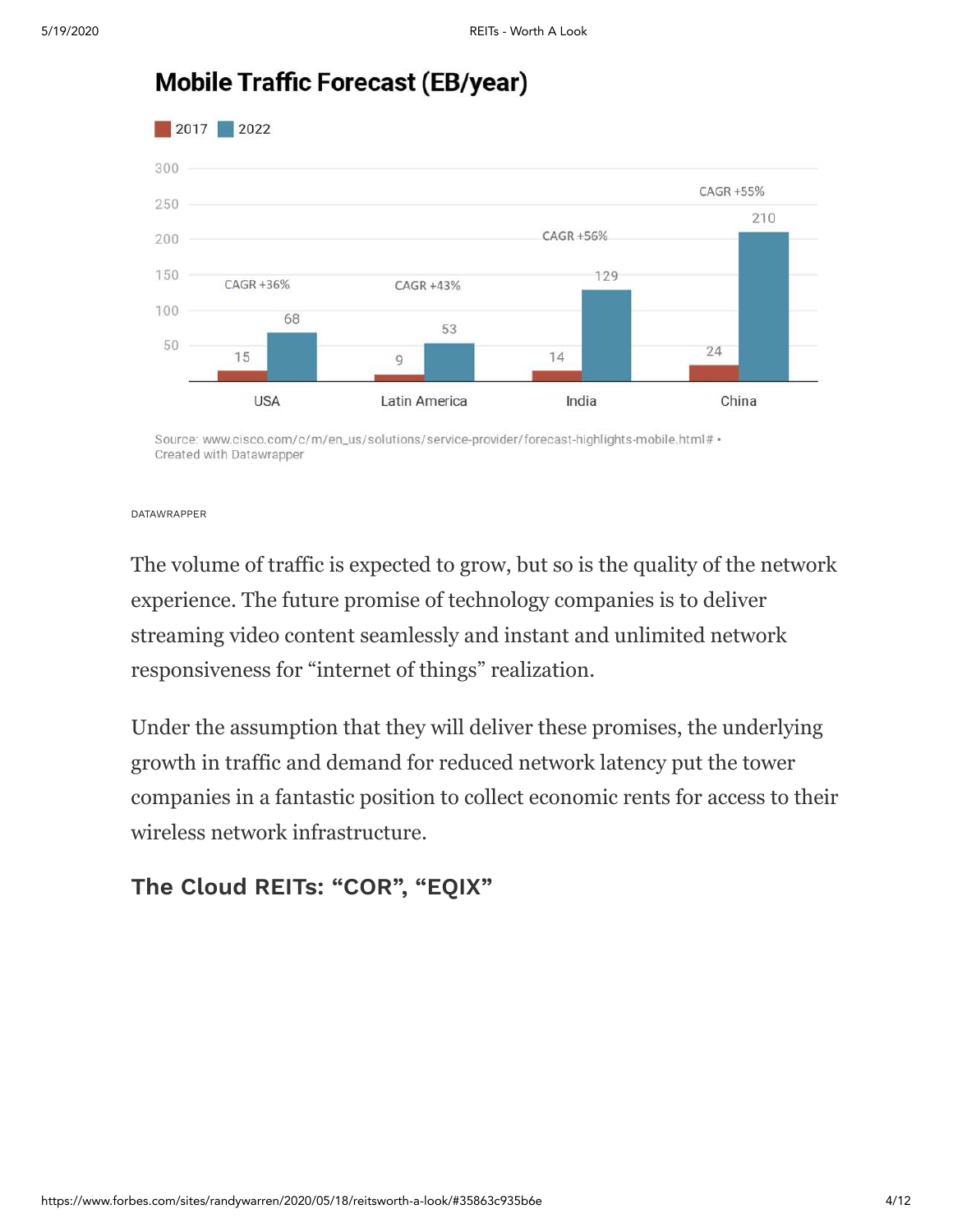## Mobile Traffic Forecast (EB/year)

| Region | 2017 | 2022 | CAGR |
| --- | --- | --- | --- |
| USA | 15 | 68 | +36% |
| Latin America | 9 | 53 | +43% |
| India | 14 | 129 | +56% |
| China | 24 | 210 | +55% |

Source: www.cisco.com/c/m/en_us/solutions/service-provider/forecast-highlights-mobile.html# • Created with Datawrapper

DATAWRAPPER

The volume of traffic is expected to grow, but so is the quality of the network experience. The future promise of technology companies is to deliver streaming video content seamlessly and instant and unlimited network responsiveness for "internet of things" realization.

Under the assumption that they will deliver these promises, the underlying growth in traffic and demand for reduced network latency put the tower companies in a fantastic position to collect economic rents for access to their wireless network infrastructure.

### The Cloud REITs: "COR", "EQIX"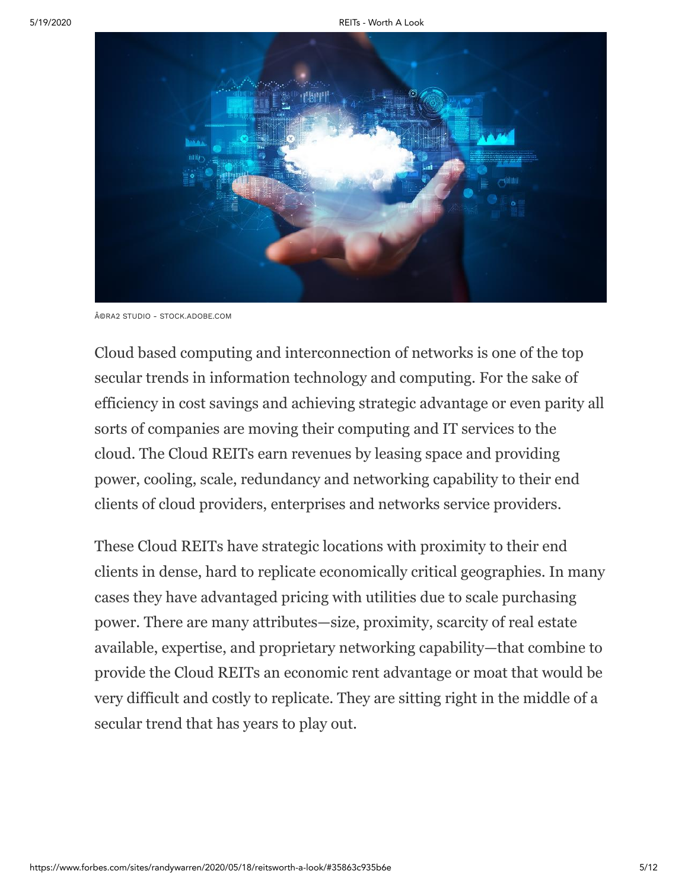Â©RA2 STUDIO - STOCK.ADOBE.COM

Cloud based computing and interconnection of networks is one of the top secular trends in information technology and computing. For the sake of efficiency in cost savings and achieving strategic advantage or even parity all sorts of companies are moving their computing and IT services to the cloud. The Cloud REITs earn revenues by leasing space and providing power, cooling, scale, redundancy and networking capability to their end clients of cloud providers, enterprises and networks service providers.

These Cloud REITs have strategic locations with proximity to their end clients in dense, hard to replicate economically critical geographies. In many cases they have advantaged pricing with utilities due to scale purchasing power. There are many attributes—size, proximity, scarcity of real estate available, expertise, and proprietary networking capability—that combine to provide the Cloud REITs an economic rent advantage or moat that would be very difficult and costly to replicate. They are sitting right in the middle of a secular trend that has years to play out.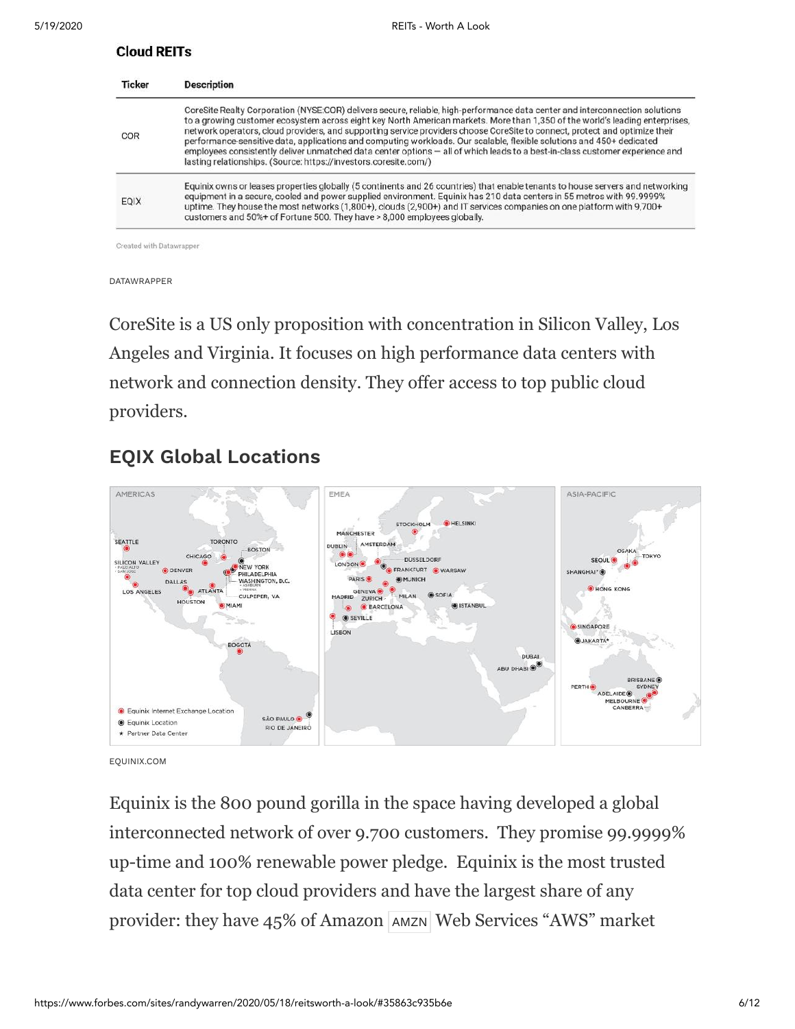### Cloud REITs

| Ticker | Description |
| --- | --- |
| COR | CoreSite Realty Corporation (NYSE:COR) delivers secure, reliable, high-performance data center and interconnection solutions to a growing customer ecosystem across eight key North American markets. More than 1,350 of the world's leading enterprises, network operators, cloud providers, and supporting service providers choose CoreSite to connect, protect and optimize their performance-sensitive data, applications and computing workloads. Our scalable, flexible solutions and 450+ dedicated employees consistently deliver unmatched data center options — all of which leads to a best-in-class customer experience and lasting relationships. (Source: https://investors.coresite.com/) |
| EQIX | Equinix owns or leases properties globally (5 continents and 26 countries) that enable tenants to house servers and networking equipment in a secure, cooled and power supplied environment. Equinix has 210 data centers in 55 metros with 99.9999% uptime. They house the most networks (1,800+), clouds (2,900+) and IT services companies on one platform with 9,700+ customers and 50%+ of Fortune 500. They have > 8,000 employees globally. |

Created with Datawrapper

DATAWRAPPER

CoreSite is a US only proposition with concentration in Silicon Valley, Los Angeles and Virginia. It focuses on high performance data centers with network and connection density. They offer access to top public cloud providers.

## EQIX Global Locations

EQUINIX.COM

Equinix is the 800 pound gorilla in the space having developed a global interconnected network of over 9.700 customers. They promise 99.9999% up-time and 100% renewable power pledge. Equinix is the most trusted data center for top cloud providers and have the largest share of any provider: they have 45% of Amazon AMZN Web Services "AWS" market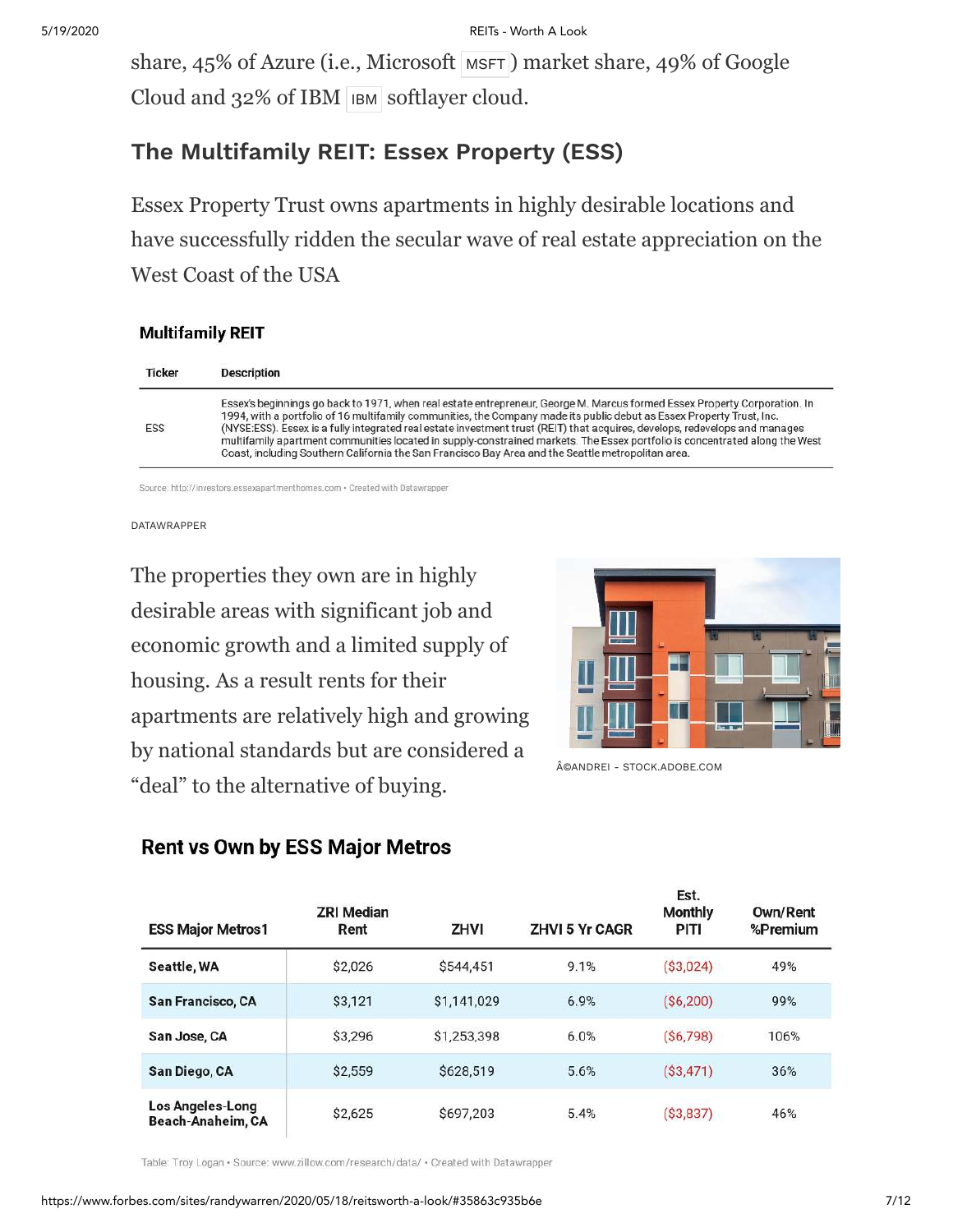share, 45% of Azure (i.e., Microsoft MSFT) market share, 49% of Google Cloud and 32% of IBM IBM softlayer cloud.

## The Multifamily REIT: Essex Property (ESS)

Essex Property Trust owns apartments in highly desirable locations and have successfully ridden the secular wave of real estate appreciation on the West Coast of the USA

**Multifamily REIT**

| Ticker | Description |
|---|---|
| ESS | Essex's beginnings go back to 1971, when real estate entrepreneur, George M. Marcus formed Essex Property Corporation. In 1994, with a portfolio of 16 multifamily communities, the Company made its public debut as Essex Property Trust, Inc. (NYSE:ESS). Essex is a fully integrated real estate investment trust (REIT) that acquires, develops, redevelops and manages multifamily apartment communities located in supply-constrained markets. The Essex portfolio is concentrated along the West Coast, including Southern California the San Francisco Bay Area and the Seattle metropolitan area. |

Source: http://investors.essexapartmenthomes.com • Created with Datawrapper

DATAWRAPPER

The properties they own are in highly desirable areas with significant job and economic growth and a limited supply of housing. As a result rents for their apartments are relatively high and growing by national standards but are considered a "deal" to the alternative of buying.

Â©ANDREI - STOCK.ADOBE.COM

**Rent vs Own by ESS Major Metros**

| ESS Major Metros1 | ZRI Median Rent | ZHVI | ZHVI 5 Yr CAGR | Est. Monthly PITI | Own/Rent %Premium |
|---|---|---|---|---|---|
| Seattle, WA | $2,026 | $544,451 | 9.1% | ($3,024) | 49% |
| San Francisco, CA | $3,121 | $1,141,029 | 6.9% | ($6,200) | 99% |
| San Jose, CA | $3,296 | $1,253,398 | 6.0% | ($6,798) | 106% |
| San Diego, CA | $2,559 | $628,519 | 5.6% | ($3,471) | 36% |
| Los Angeles-Long Beach-Anaheim, CA | $2,625 | $697,203 | 5.4% | ($3,837) | 46% |

Table: Troy Logan • Source: www.zillow.com/research/data/ • Created with Datawrapper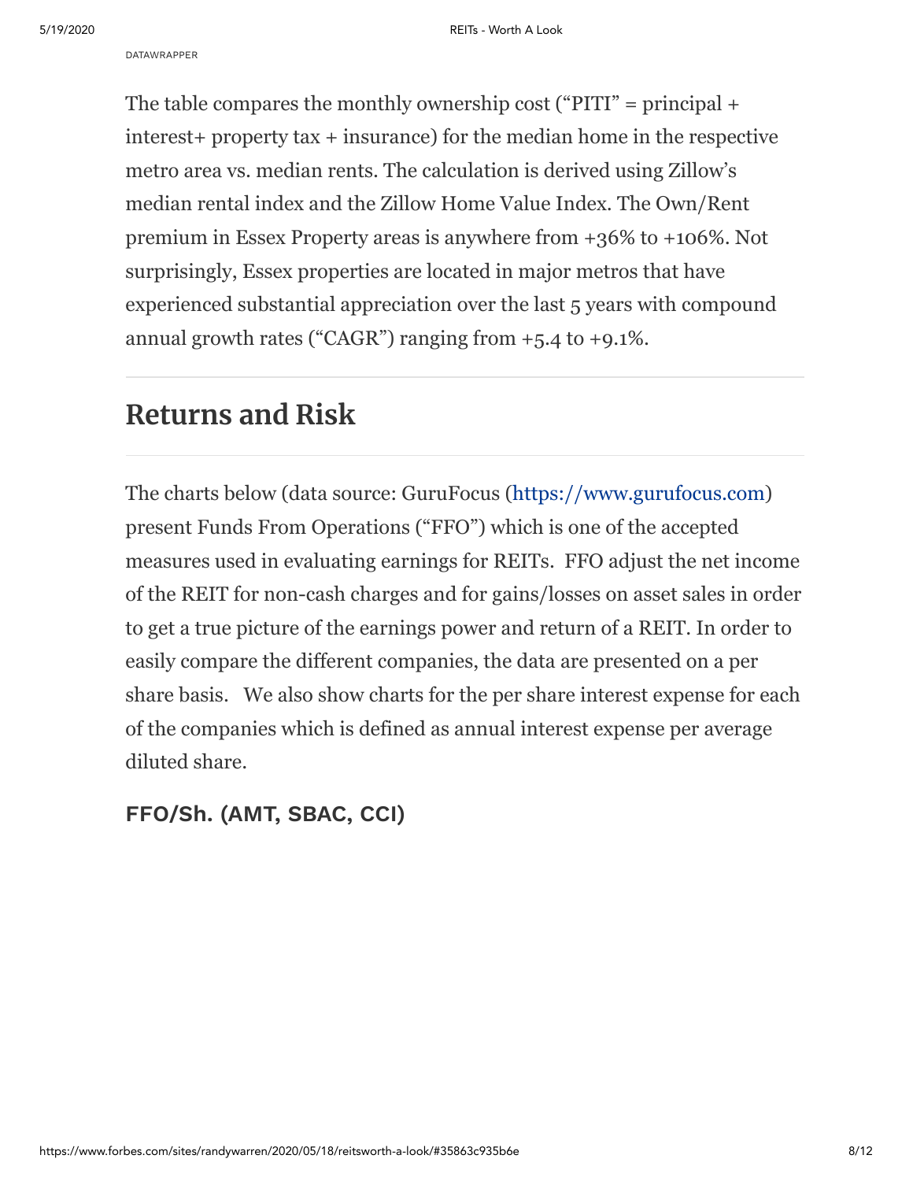DATAWRAPPER

The table compares the monthly ownership cost ("PITI" = principal + interest+ property tax + insurance) for the median home in the respective metro area vs. median rents. The calculation is derived using Zillow's median rental index and the Zillow Home Value Index. The Own/Rent premium in Essex Property areas is anywhere from +36% to +106%. Not surprisingly, Essex properties are located in major metros that have experienced substantial appreciation over the last 5 years with compound annual growth rates ("CAGR") ranging from +5.4 to +9.1%.

## Returns and Risk

The charts below (data source: GuruFocus (https://www.gurufocus.com) present Funds From Operations ("FFO") which is one of the accepted measures used in evaluating earnings for REITs. FFO adjust the net income of the REIT for non-cash charges and for gains/losses on asset sales in order to get a true picture of the earnings power and return of a REIT. In order to easily compare the different companies, the data are presented on a per share basis. We also show charts for the per share interest expense for each of the companies which is defined as annual interest expense per average diluted share.

### FFO/Sh. (AMT, SBAC, CCI)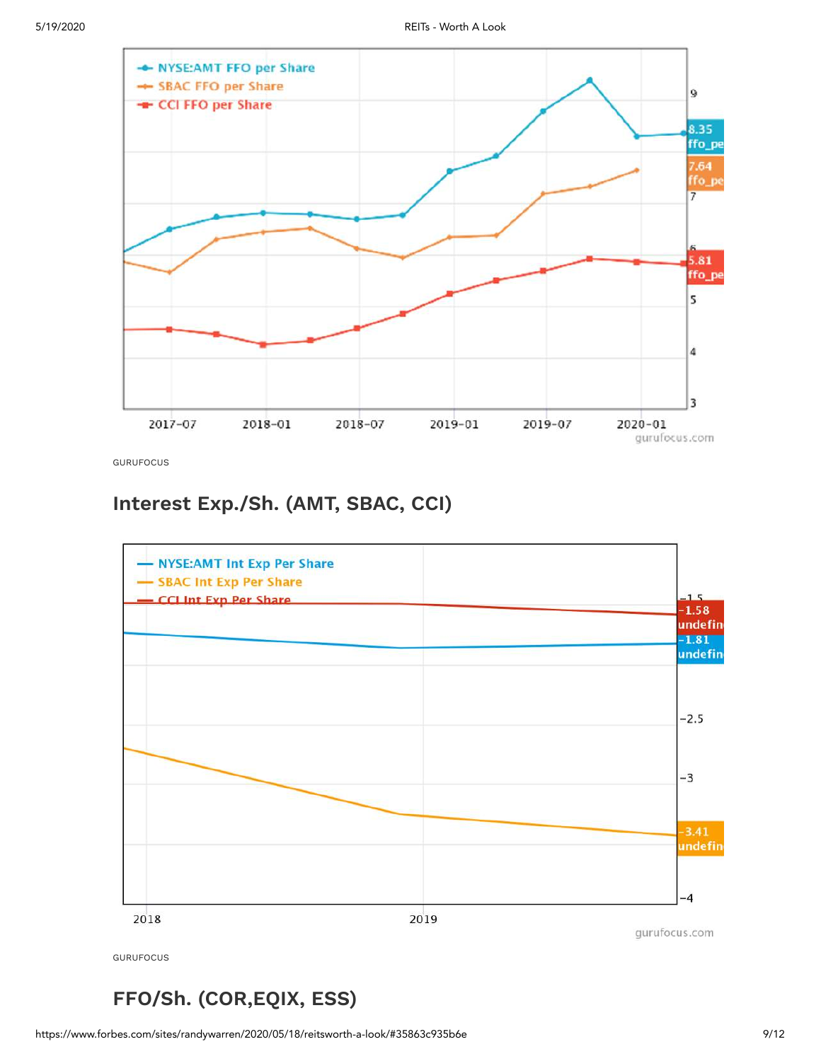GURUFOCUS

## Interest Exp./Sh. (AMT, SBAC, CCI)

GURUFOCUS

## FFO/Sh. (COR,EQIX, ESS)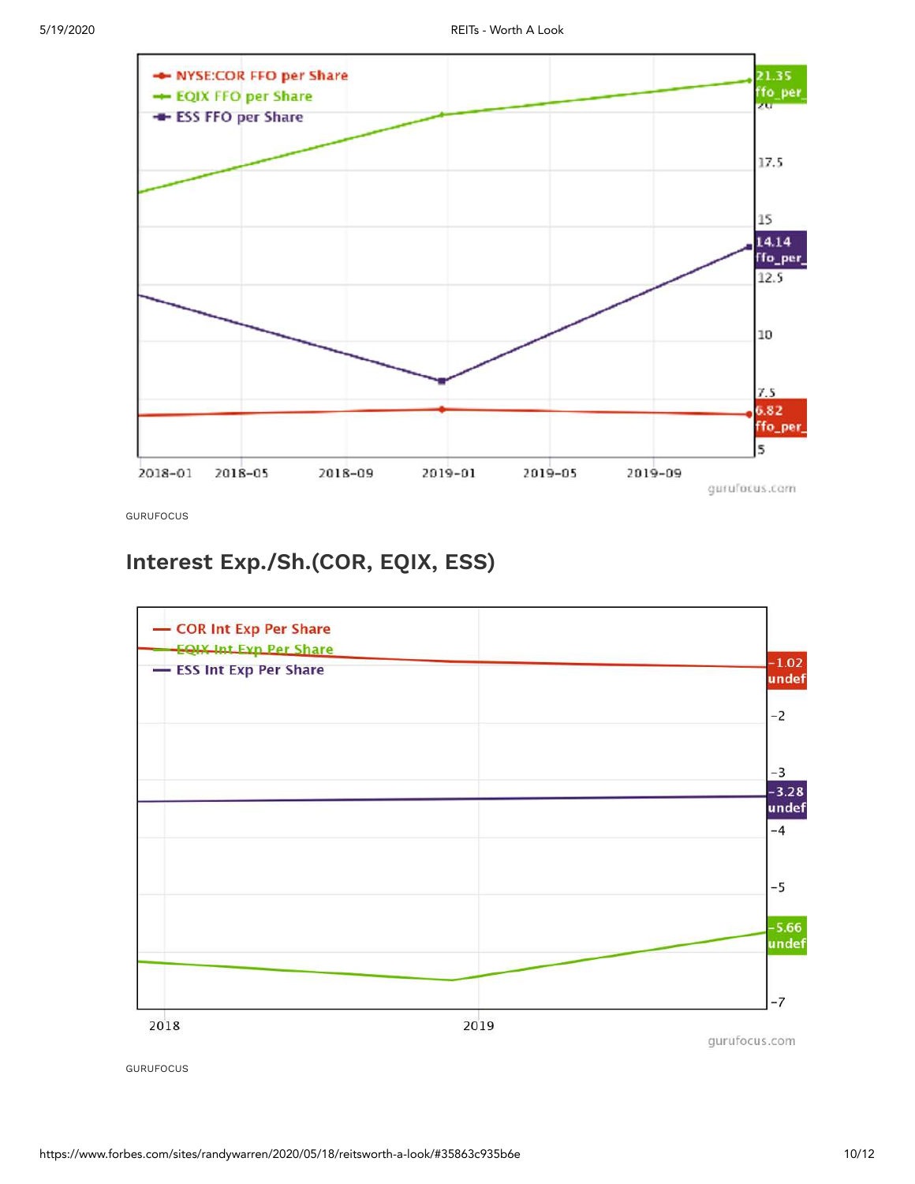GURUFOCUS

## Interest Exp./Sh.(COR, EQIX, ESS)

GURUFOCUS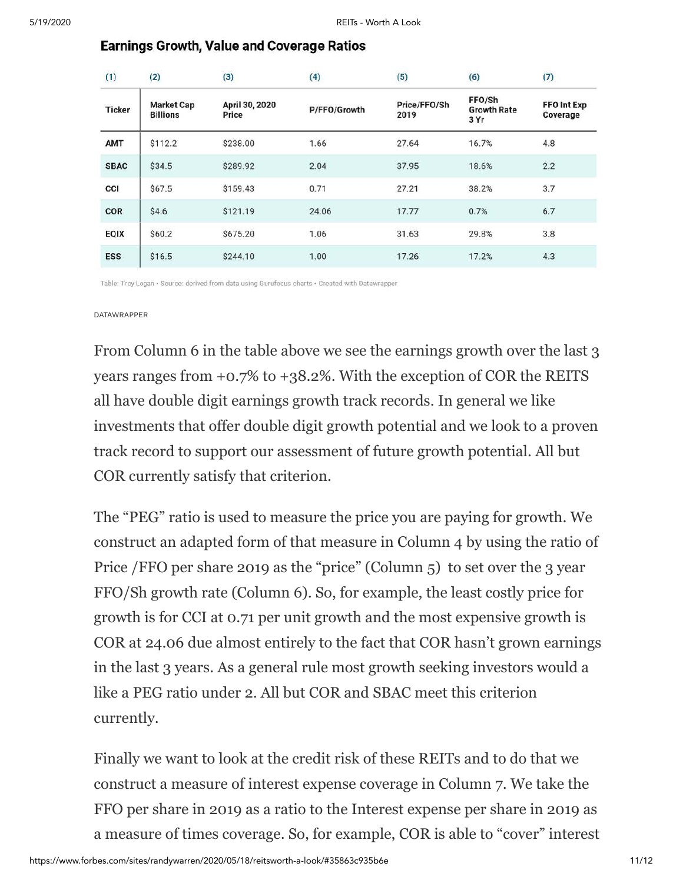### Earnings Growth, Value and Coverage Ratios

| (1) | (2) | (3) | (4) | (5) | (6) | (7) |
|---|---|---|---|---|---|---|
| Ticker | Market Cap Billions | April 30, 2020 Price | P/FFO/Growth | Price/FFO/Sh 2019 | FFO/Sh Growth Rate 3 Yr | FFO Int Exp Coverage |
| AMT | $112.2 | $238.00 | 1.66 | 27.64 | 16.7% | 4.8 |
| SBAC | $34.5 | $289.92 | 2.04 | 37.95 | 18.6% | 2.2 |
| CCI | $67.5 | $159.43 | 0.71 | 27.21 | 38.2% | 3.7 |
| COR | $4.6 | $121.19 | 24.06 | 17.77 | 0.7% | 6.7 |
| EQIX | $60.2 | $675.20 | 1.06 | 31.63 | 29.8% | 3.8 |
| ESS | $16.5 | $244.10 | 1.00 | 17.26 | 17.2% | 4.3 |

Table: Troy Logan • Source: derived from data using Gurufocus charts • Created with Datawrapper

DATAWRAPPER

From Column 6 in the table above we see the earnings growth over the last 3 years ranges from +0.7% to +38.2%. With the exception of COR the REITS all have double digit earnings growth track records. In general we like investments that offer double digit growth potential and we look to a proven track record to support our assessment of future growth potential. All but COR currently satisfy that criterion.

The "PEG" ratio is used to measure the price you are paying for growth. We construct an adapted form of that measure in Column 4 by using the ratio of Price /FFO per share 2019 as the "price" (Column 5) to set over the 3 year FFO/Sh growth rate (Column 6). So, for example, the least costly price for growth is for CCI at 0.71 per unit growth and the most expensive growth is COR at 24.06 due almost entirely to the fact that COR hasn't grown earnings in the last 3 years. As a general rule most growth seeking investors would a like a PEG ratio under 2. All but COR and SBAC meet this criterion currently.

Finally we want to look at the credit risk of these REITs and to do that we construct a measure of interest expense coverage in Column 7. We take the FFO per share in 2019 as a ratio to the Interest expense per share in 2019 as a measure of times coverage. So, for example, COR is able to "cover" interest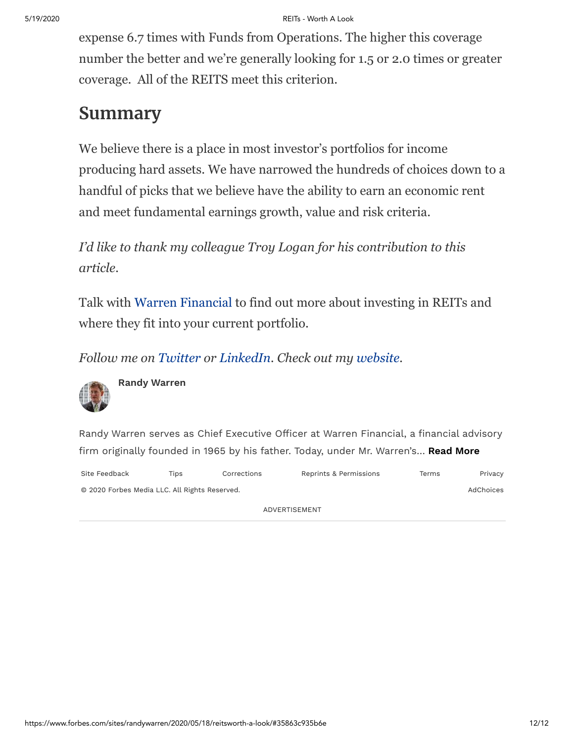expense 6.7 times with Funds from Operations. The higher this coverage number the better and we're generally looking for 1.5 or 2.0 times or greater coverage. All of the REITS meet this criterion.

## Summary

We believe there is a place in most investor's portfolios for income producing hard assets. We have narrowed the hundreds of choices down to a handful of picks that we believe have the ability to earn an economic rent and meet fundamental earnings growth, value and risk criteria.

*I'd like to thank my colleague Troy Logan for his contribution to this article.*

Talk with Warren Financial to find out more about investing in REITs and where they fit into your current portfolio.

*Follow me on Twitter or LinkedIn. Check out my website.*

**Randy Warren**

Randy Warren serves as Chief Executive Officer at Warren Financial, a financial advisory firm originally founded in 1965 by his father. Today, under Mr. Warren's... **Read More**

Site Feedback | Tips | Corrections | Reprints & Permissions | Terms | Privacy

© 2020 Forbes Media LLC. All Rights Reserved.

AdChoices

ADVERTISEMENT